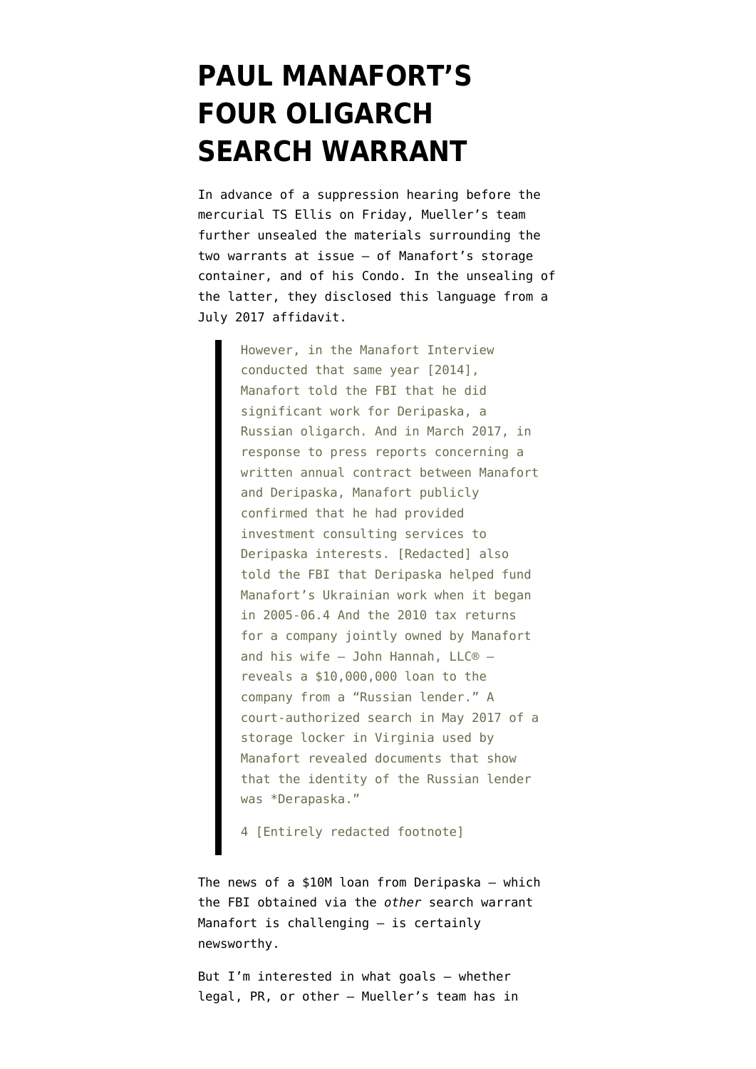# PAUL MANAFORT'S FOUR OLIGARCH SEARCH WARRANT

In advance of a suppression hearing before the mercurial TS Ellis on Friday, Mueller's team further unsealed the materials surrounding the two warrants at issue — of Manafort's storage container, and of his Condo. In the unsealing of the latter, they disclosed this language from a July 2017 affidavit.

> However, in the Manafort Interview conducted that same year [2014], Manafort told the FBI that he did significant work for Deripaska, a Russian oligarch. And in March 2017, in response to press reports concerning a written annual contract between Manafort and Deripaska, Manafort publicly confirmed that he had provided investment consulting services to Deripaska interests. [Redacted] also told the FBI that Deripaska helped fund Manafort's Ukrainian work when it began in 2005-06.4 And the 2010 tax returns for a company jointly owned by Manafort and his wife — John Hannah, LLC® — reveals a $10,000,000 loan to the company from a "Russian lender." A court-authorized search in May 2017 of a storage locker in Virginia used by Manafort revealed documents that show that the identity of the Russian lender was *Derapaska."
>
> 4 [Entirely redacted footnote]

The news of a $10M loan from Deripaska — which the FBI obtained via the *other* search warrant Manafort is challenging — is certainly newsworthy.

But I'm interested in what goals — whether legal, PR, or other — Mueller's team has in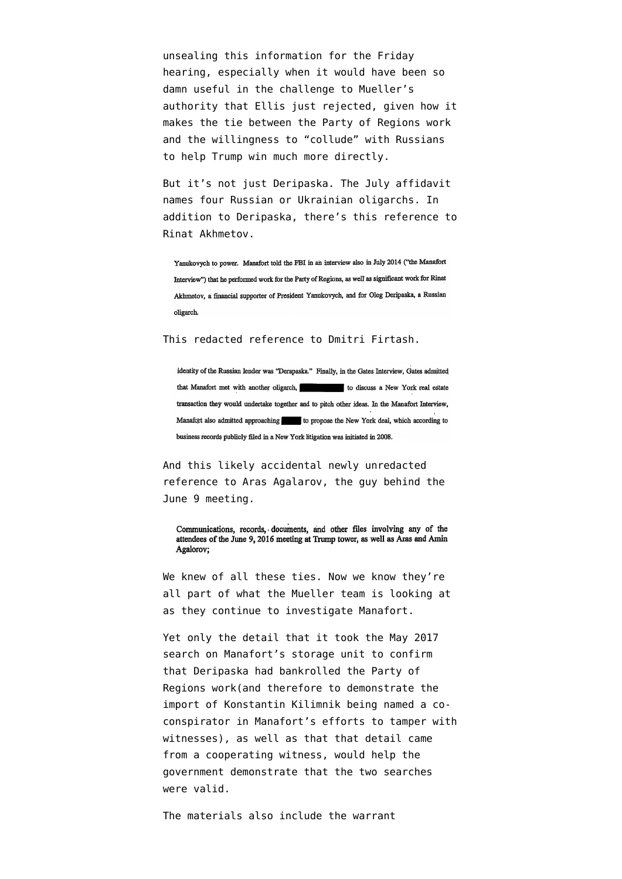unsealing this information for the Friday hearing, especially when it would have been so damn useful in the challenge to Mueller's authority that Ellis just rejected, given how it makes the tie between the Party of Regions work and the willingness to "collude" with Russians to help Trump win much more directly.

But it's not just Deripaska. The July affidavit names four Russian or Ukrainian oligarchs. In addition to Deripaska, there's this reference to Rinat Akhmetov.

> Yanukovych to power. Manafort told the FBI in an interview also in July 2014 ("the Manafort Interview") that he performed work for the Party of Regions, as well as significant work for Rinat Akhmetov, a financial supporter of President Yanukovych, and for Oleg Deripaska, a Russian oligarch.

This redacted reference to Dmitri Firtash.

> identity of the Russian lender was "Derapaska." Finally, in the Gates Interview, Gates admitted that Manafort met with another oligarch, ██████ to discuss a New York real estate transaction they would undertake together and to pitch other ideas. In the Manafort Interview, Manafort also admitted approaching ███ to propose the New York deal, which according to business records publicly filed in a New York litigation was initiated in 2008.

And this likely accidental newly unredacted reference to Aras Agalarov, the guy behind the June 9 meeting.

> Communications, records, documents, and other files involving any of the attendees of the June 9, 2016 meeting at Trump tower, as well as Aras and Amin Agalorov;

We knew of all these ties. Now we know they're all part of what the Mueller team is looking at as they continue to investigate Manafort.

Yet only the detail that it took the May 2017 search on Manafort's storage unit to confirm that Deripaska had bankrolled the Party of Regions work(and therefore to demonstrate the import of Konstantin Kilimnik being named a co-conspirator in Manafort's efforts to tamper with witnesses), as well as that that detail came from a cooperating witness, would help the government demonstrate that the two searches were valid.

The materials also include the warrant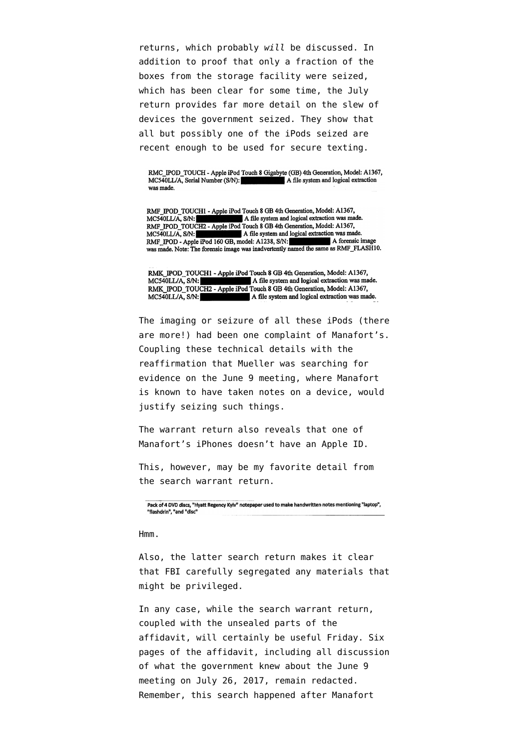returns, which probably *will* be discussed. In addition to proof that only a fraction of the boxes from the storage facility were seized, which has been clear for some time, the July return provides far more detail on the slew of devices the government seized. They show that all but possibly one of the iPods seized are recent enough to be used for secure texting.

RMC_IPOD_TOUCH - Apple iPod Touch 8 Gigabyte (GB) 4th Generation, Model: A1367, MC540LL/A, Serial Number (S/N): ████████ A file system and logical extraction was made.

RMF_IPOD_TOUCH1 - Apple iPod Touch 8 GB 4th Generation, Model: A1367, MC540LL/A, S/N: ████████ A file system and logical extraction was made.
RMF_IPOD_TOUCH2 - Apple iPod Touch 8 GB 4th Generation, Model: A1367, MC540LL/A, S/N: ████████ A file system and logical extraction was made.
RMF_IPOD - Apple iPod 160 GB, model: A1238, S/N: ████████ A forensic image was made. Note: The forensic image was inadvertently named the same as RMF_FLASH10.

RMK_IPOD_TOUCH1 - Apple iPod Touch 8 GB 4th Generation, Model: A1367, MC540LL/A, S/N: ████████ A file system and logical extraction was made.
RMK_IPOD_TOUCH2 - Apple iPod Touch 8 GB 4th Generation, Model: A1367, MC540LL/A, S/N: ████████ A file system and logical extraction was made.

The imaging or seizure of all these iPods (there are more!) had been one complaint of Manafort's. Coupling these technical details with the reaffirmation that Mueller was searching for evidence on the June 9 meeting, where Manafort is known to have taken notes on a device, would justify seizing such things.

The warrant return also reveals that one of Manafort's iPhones doesn't have an Apple ID.

This, however, may be my favorite detail from the search warrant return.

Pack of 4 DVD discs, "Hyatt Regency Kyiv" notepaper used to make handwritten notes mentioning "laptop", "flashdrin", "and "disc"

Hmm.

Also, the latter search return makes it clear that FBI carefully segregated any materials that might be privileged.

In any case, while the search warrant return, coupled with the unsealed parts of the affidavit, will certainly be useful Friday. Six pages of the affidavit, including all discussion of what the government knew about the June 9 meeting on July 26, 2017, remain redacted. Remember, this search happened after Manafort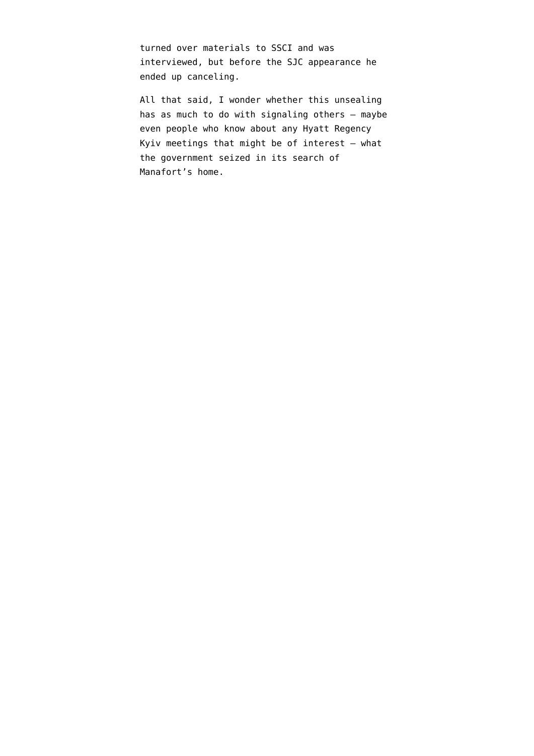turned over materials to SSCI and was interviewed, but before the SJC appearance he ended up canceling.

All that said, I wonder whether this unsealing has as much to do with signaling others — maybe even people who know about any Hyatt Regency Kyiv meetings that might be of interest — what the government seized in its search of Manafort's home.